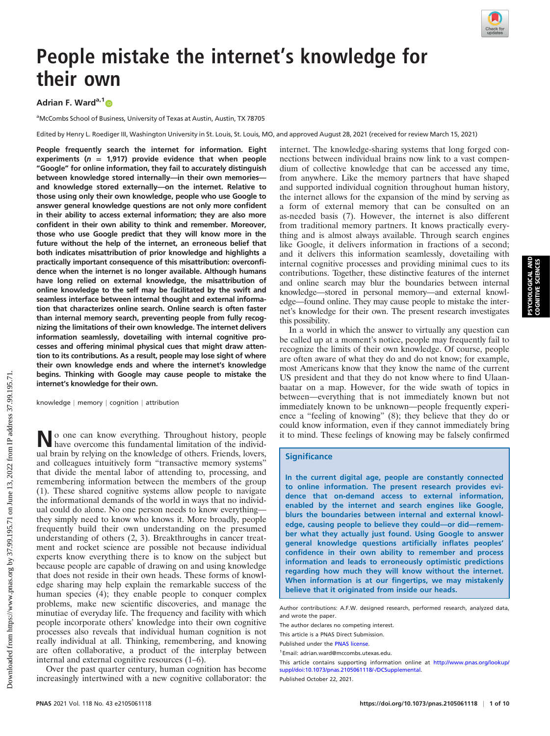# People mistake the internet's knowledge for their own

Adrian F. Ward[a,1]

[a]McCombs School of Business, University of Texas at Austin, Austin, TX 78705

Edited by Henry L. Roediger III, Washington University in St. Louis, St. Louis, MO, and approved August 28, 2021 (received for review March 15, 2021)

**People frequently search the internet for information. Eight experiments ($n$ = 1,917) provide evidence that when people "Google" for online information, they fail to accurately distinguish between knowledge stored internally—in their own memories—and knowledge stored externally—on the internet. Relative to those using only their own knowledge, people who use Google to answer general knowledge questions are not only more confident in their ability to access external information; they are also more confident in their own ability to think and remember. Moreover, those who use Google predict that they will know more in the future without the help of the internet, an erroneous belief that both indicates misattribution of prior knowledge and highlights a practically important consequence of this misattribution: overconfidence when the internet is no longer available. Although humans have long relied on external knowledge, the misattribution of online knowledge to the self may be facilitated by the swift and seamless interface between internal thought and external information that characterizes online search. Online search is often faster than internal memory search, preventing people from fully recognizing the limitations of their own knowledge. The internet delivers information seamlessly, dovetailing with internal cognitive processes and offering minimal physical cues that might draw attention to its contributions. As a result, people may lose sight of where their own knowledge ends and where the internet's knowledge begins. Thinking with Google may cause people to mistake the internet's knowledge for their own.**

knowledge | memory | cognition | attribution

No one can know everything. Throughout history, people have overcome this fundamental limitation of the individual brain by relying on the knowledge of others. Friends, lovers, and colleagues intuitively form "transactive memory systems" that divide the mental labor of attending to, processing, and remembering information between the members of the group (1). These shared cognitive systems allow people to navigate the informational demands of the world in ways that no individual could do alone. No one person needs to know everything—they simply need to know who knows it. More broadly, people frequently build their own understanding on the presumed understanding of others (2, 3). Breakthroughs in cancer treatment and rocket science are possible not because individual experts know everything there is to know on the subject but because people are capable of drawing on and using knowledge that does not reside in their own heads. These forms of knowledge sharing may help explain the remarkable success of the human species (4); they enable people to conquer complex problems, make new scientific discoveries, and manage the minutiae of everyday life. The frequency and facility with which people incorporate others' knowledge into their own cognitive processes also reveals that individual human cognition is not really individual at all. Thinking, remembering, and knowing are often collaborative, a product of the interplay between internal and external cognitive resources (1–6).

Over the past quarter century, human cognition has become increasingly intertwined with a new cognitive collaborator: the internet. The knowledge-sharing systems that long forged connections between individual brains now link to a vast compendium of collective knowledge that can be accessed any time, from anywhere. Like the memory partners that have shaped and supported individual cognition throughout human history, the internet allows for the expansion of the mind by serving as a form of external memory that can be consulted on an as-needed basis (7). However, the internet is also different from traditional memory partners. It knows practically everything and is almost always available. Through search engines like Google, it delivers information in fractions of a second; and it delivers this information seamlessly, dovetailing with internal cognitive processes and providing minimal cues to its contributions. Together, these distinctive features of the internet and online search may blur the boundaries between internal knowledge—stored in personal memory—and external knowledge—found online. They may cause people to mistake the internet's knowledge for their own. The present research investigates this possibility.

In a world in which the answer to virtually any question can be called up at a moment's notice, people may frequently fail to recognize the limits of their own knowledge. Of course, people are often aware of what they do and do not know; for example, most Americans know that they know the name of the current US president and that they do not know where to find Ulaanbaatar on a map. However, for the wide swath of topics in between—everything that is not immediately known but not immediately known to be unknown—people frequently experience a "feeling of knowing" (8); they believe that they do or could know information, even if they cannot immediately bring it to mind. These feelings of knowing may be falsely confirmed

## Significance

In the current digital age, people are constantly connected to online information. The present research provides evidence that on-demand access to external information, enabled by the internet and search engines like Google, blurs the boundaries between internal and external knowledge, causing people to believe they could—or did—remember what they actually just found. Using Google to answer general knowledge questions artificially inflates peoples' confidence in their own ability to remember and process information and leads to erroneously optimistic predictions regarding how much they will know without the internet. When information is at our fingertips, we may mistakenly believe that it originated from inside our heads.

Author contributions: A.F.W. designed research, performed research, analyzed data, and wrote the paper.

The author declares no competing interest.

This article is a PNAS Direct Submission.

Published under the PNAS license.

[1]Email: adrian.ward@mccombs.utexas.edu.

This article contains supporting information online at http://www.pnas.org/lookup/suppl/doi:10.1073/pnas.2105061118/-/DCSupplemental.

Published October 22, 2021.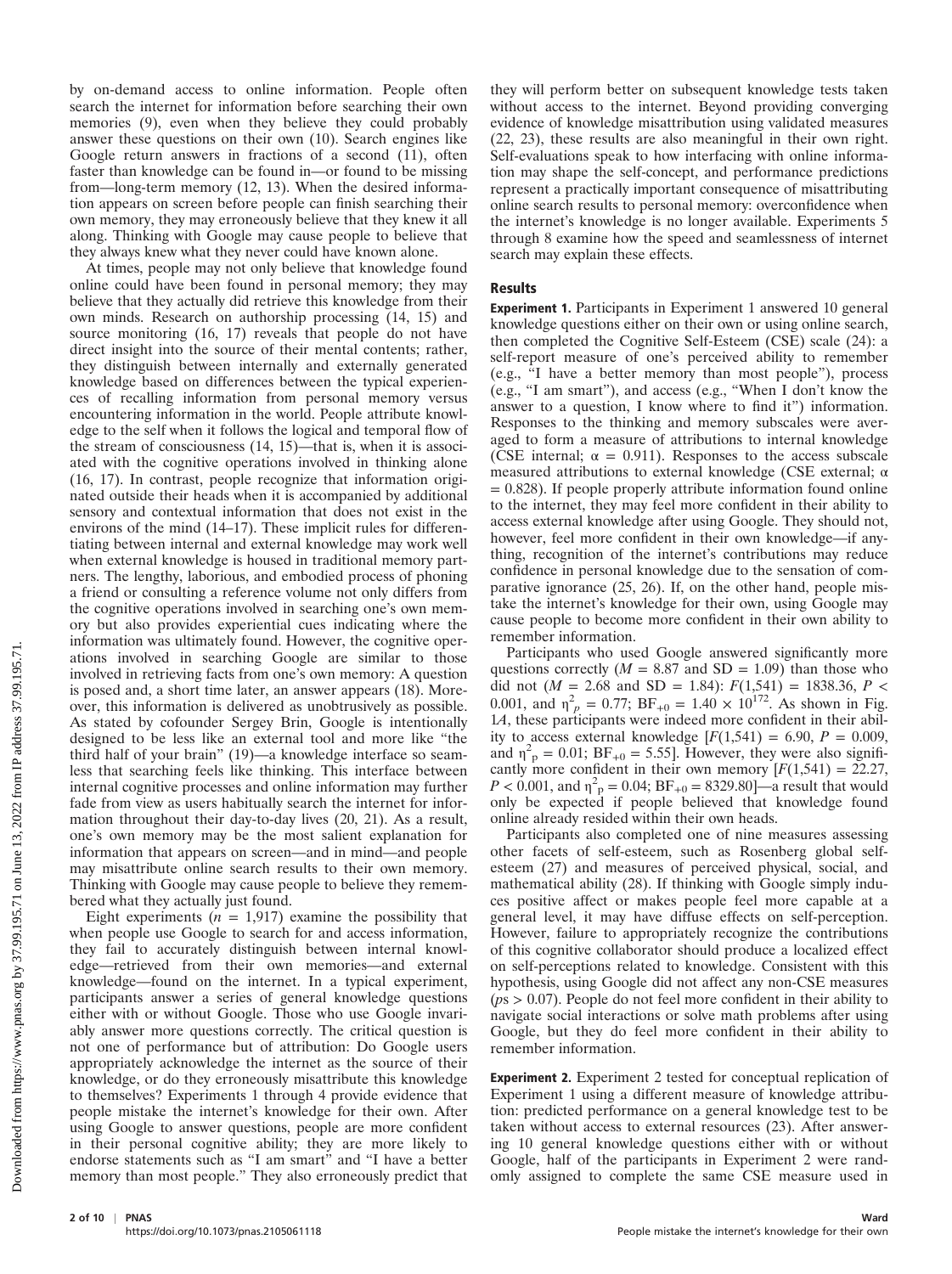by on-demand access to online information. People often search the internet for information before searching their own memories (9), even when they believe they could probably answer these questions on their own (10). Search engines like Google return answers in fractions of a second (11), often faster than knowledge can be found in—or found to be missing from—long-term memory (12, 13). When the desired information appears on screen before people can finish searching their own memory, they may erroneously believe that they knew it all along. Thinking with Google may cause people to believe that they always knew what they never could have known alone.

At times, people may not only believe that knowledge found online could have been found in personal memory; they may believe that they actually did retrieve this knowledge from their own minds. Research on authorship processing (14, 15) and source monitoring (16, 17) reveals that people do not have direct insight into the source of their mental contents; rather, they distinguish between internally and externally generated knowledge based on differences between the typical experiences of recalling information from personal memory versus encountering information in the world. People attribute knowledge to the self when it follows the logical and temporal flow of the stream of consciousness (14, 15)—that is, when it is associated with the cognitive operations involved in thinking alone (16, 17). In contrast, people recognize that information originated outside their heads when it is accompanied by additional sensory and contextual information that does not exist in the environs of the mind (14–17). These implicit rules for differentiating between internal and external knowledge may work well when external knowledge is housed in traditional memory partners. The lengthy, laborious, and embodied process of phoning a friend or consulting a reference volume not only differs from the cognitive operations involved in searching one's own memory but also provides experiential cues indicating where the information was ultimately found. However, the cognitive operations involved in searching Google are similar to those involved in retrieving facts from one's own memory: A question is posed and, a short time later, an answer appears (18). Moreover, this information is delivered as unobtrusively as possible. As stated by cofounder Sergey Brin, Google is intentionally designed to be less like an external tool and more like "the third half of your brain" (19)—a knowledge interface so seamless that searching feels like thinking. This interface between internal cognitive processes and online information may further fade from view as users habitually search the internet for information throughout their day-to-day lives (20, 21). As a result, one's own memory may be the most salient explanation for information that appears on screen—and in mind—and people may misattribute online search results to their own memory. Thinking with Google may cause people to believe they remembered what they actually just found.

Eight experiments ($n$ = 1,917) examine the possibility that when people use Google to search for and access information, they fail to accurately distinguish between internal knowledge—retrieved from their own memories—and external knowledge—found on the internet. In a typical experiment, participants answer a series of general knowledge questions either with or without Google. Those who use Google invariably answer more questions correctly. The critical question is not one of performance but of attribution: Do Google users appropriately acknowledge the internet as the source of their knowledge, or do they erroneously misattribute this knowledge to themselves? Experiments 1 through 4 provide evidence that people mistake the internet's knowledge for their own. After using Google to answer questions, people are more confident in their personal cognitive ability; they are more likely to endorse statements such as "I am smart" and "I have a better memory than most people." They also erroneously predict that they will perform better on subsequent knowledge tests taken without access to the internet. Beyond providing converging evidence of knowledge misattribution using validated measures (22, 23), these results are also meaningful in their own right. Self-evaluations speak to how interfacing with online information may shape the self-concept, and performance predictions represent a practically important consequence of misattributing online search results to personal memory: overconfidence when the internet's knowledge is no longer available. Experiments 5 through 8 examine how the speed and seamlessness of internet search may explain these effects.

## Results

**Experiment 1.** Participants in Experiment 1 answered 10 general knowledge questions either on their own or using online search, then completed the Cognitive Self-Esteem (CSE) scale (24): a self-report measure of one's perceived ability to remember (e.g., "I have a better memory than most people"), process (e.g., "I am smart"), and access (e.g., "When I don't know the answer to a question, I know where to find it") information. Responses to the thinking and memory subscales were averaged to form a measure of attributions to internal knowledge (CSE internal; $\alpha$ = 0.911). Responses to the access subscale measured attributions to external knowledge (CSE external; $\alpha$ = 0.828). If people properly attribute information found online to the internet, they may feel more confident in their ability to access external knowledge after using Google. They should not, however, feel more confident in their own knowledge—if anything, recognition of the internet's contributions may reduce confidence in personal knowledge due to the sensation of comparative ignorance (25, 26). If, on the other hand, people mistake the internet's knowledge for their own, using Google may cause people to become more confident in their own ability to remember information.

Participants who used Google answered significantly more questions correctly ($M$ = 8.87 and SD = 1.09) than those who did not ($M$ = 2.68 and SD = 1.84): $F(1,541) = 1838.36$, $P < 0.001$, and $\eta^2_p = 0.77$; $BF_{+0} = 1.40 \times 10^{172}$. As shown in Fig. 1*A*, these participants were indeed more confident in their ability to access external knowledge [$F(1,541) = 6.90$, $P = 0.009$, and $\eta^2_p = 0.01$; $BF_{+0} = 5.55$]. However, they were also significantly more confident in their own memory [$F(1,541) = 22.27$, $P < 0.001$, and $\eta^2_p = 0.04$; $BF_{+0} = 8329.80$]—a result that would only be expected if people believed that knowledge found online already resided within their own heads.

Participants also completed one of nine measures assessing other facets of self-esteem, such as Rosenberg global self-esteem (27) and measures of perceived physical, social, and mathematical ability (28). If thinking with Google simply induces positive affect or makes people feel more capable at a general level, it may have diffuse effects on self-perception. However, failure to appropriately recognize the contributions of this cognitive collaborator should produce a localized effect on self-perceptions related to knowledge. Consistent with this hypothesis, using Google did not affect any non-CSE measures ($p$s > 0.07). People do not feel more confident in their ability to navigate social interactions or solve math problems after using Google, but they do feel more confident in their ability to remember information.

**Experiment 2.** Experiment 2 tested for conceptual replication of Experiment 1 using a different measure of knowledge attribution: predicted performance on a general knowledge test to be taken without access to external resources (23). After answering 10 general knowledge questions either with or without Google, half of the participants in Experiment 2 were randomly assigned to complete the same CSE measure used in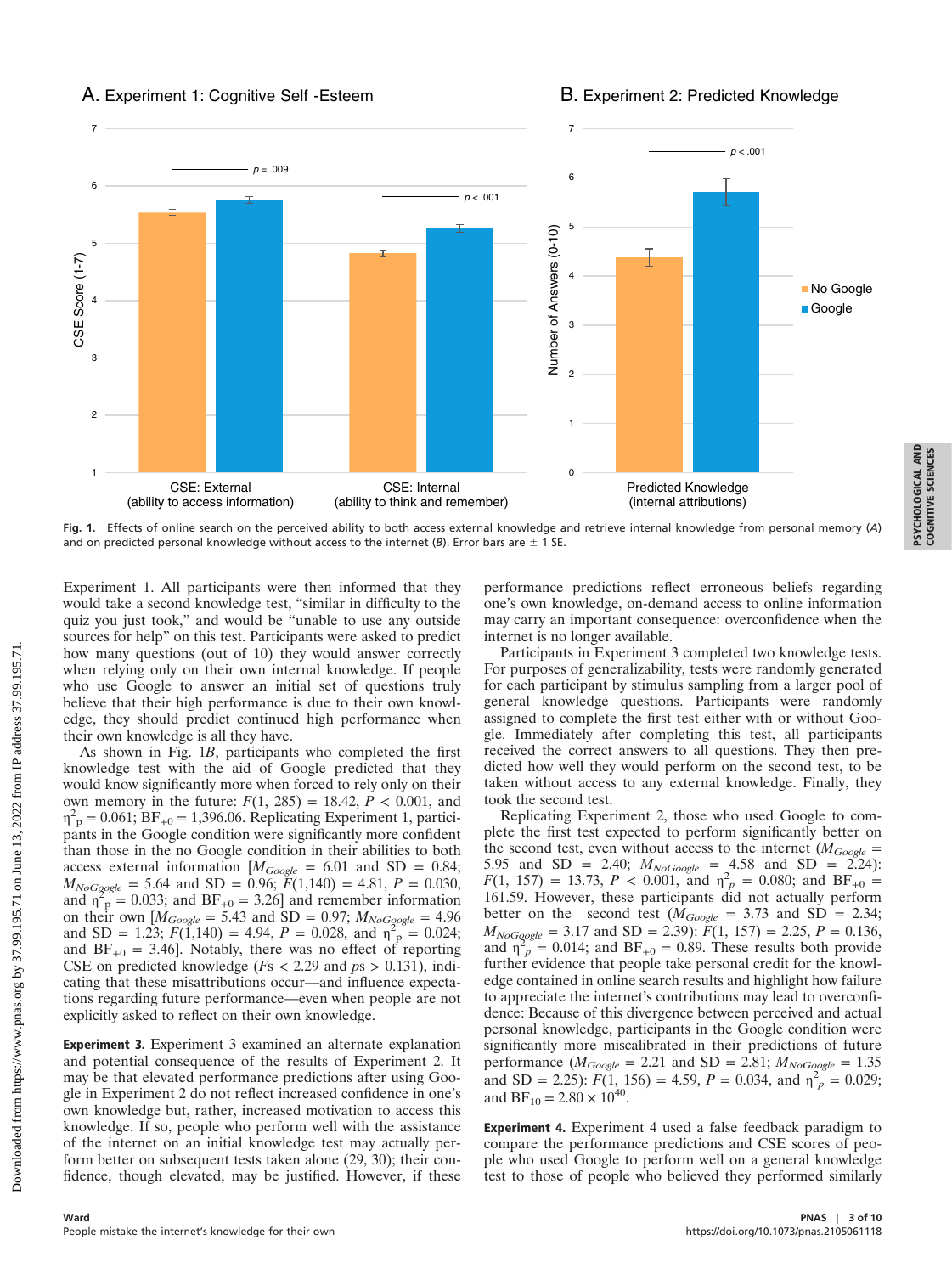Fig. 1. Effects of online search on the perceived ability to both access external knowledge and retrieve internal knowledge from personal memory (*A*) and on predicted personal knowledge without access to the internet (*B*). Error bars are ± 1 SE.

Experiment 1. All participants were then informed that they would take a second knowledge test, "similar in difficulty to the quiz you just took," and would be "unable to use any outside sources for help" on this test. Participants were asked to predict how many questions (out of 10) they would answer correctly when relying only on their own internal knowledge. If people who use Google to answer an initial set of questions truly believe that their high performance is due to their own knowledge, they should predict continued high performance when their own knowledge is all they have.

As shown in Fig. 1*B*, participants who completed the first knowledge test with the aid of Google predicted that they would know significantly more when forced to rely only on their own memory in the future: $F(1, 285) = 18.42$, $P < 0.001$, and $\eta^2_p = 0.061$; $BF_{+0} = 1{,}396.06$. Replicating Experiment 1, participants in the Google condition were significantly more confident than those in the no Google condition in their abilities to both access external information [$M_{Google} = 6.01$ and $SD = 0.84$; $M_{NoGoogle} = 5.64$ and $SD = 0.96$; $F(1,140) = 4.81$, $P = 0.030$, and $\eta^2_p = 0.033$; and $BF_{+0} = 3.26$] and remember information on their own [$M_{Google} = 5.43$ and $SD = 0.97$; $M_{NoGoogle} = 4.96$ and $SD = 1.23$; $F(1,140) = 4.94$, $P = 0.028$, and $\eta^2_p = 0.024$; and $BF_{+0} = 3.46$]. Notably, there was no effect of reporting CSE on predicted knowledge ($F$s < 2.29 and $p$s > 0.131), indicating that these misattributions occur—and influence expectations regarding future performance—even when people are not explicitly asked to reflect on their own knowledge.

**Experiment 3.** Experiment 3 examined an alternate explanation and potential consequence of the results of Experiment 2. It may be that elevated performance predictions after using Google in Experiment 2 do not reflect increased confidence in one's own knowledge but, rather, increased motivation to access this knowledge. If so, people who perform well with the assistance of the internet on an initial knowledge test may actually perform better on subsequent tests taken alone (29, 30); their confidence, though elevated, may be justified. However, if these performance predictions reflect erroneous beliefs regarding one's own knowledge, on-demand access to online information may carry an important consequence: overconfidence when the internet is no longer available.

Participants in Experiment 3 completed two knowledge tests. For purposes of generalizability, tests were randomly generated for each participant by stimulus sampling from a larger pool of general knowledge questions. Participants were randomly assigned to complete the first test either with or without Google. Immediately after completing this test, all participants received the correct answers to all questions. They then predicted how well they would perform on the second test, to be taken without access to any external knowledge. Finally, they took the second test.

Replicating Experiment 2, those who used Google to complete the first test expected to perform significantly better on the second test, even without access to the internet ($M_{Google} = 5.95$ and $SD = 2.40$; $M_{NoGoogle} = 4.58$ and $SD = 2.24$): $F(1, 157) = 13.73$, $P < 0.001$, and $\eta^2_p = 0.080$; and $BF_{+0} = 161.59$. However, these participants did not actually perform better on the second test ($M_{Google} = 3.73$ and $SD = 2.34$; $M_{NoGoogle} = 3.17$ and $SD = 2.39$): $F(1, 157) = 2.25$, $P = 0.136$, and $\eta^2_p = 0.014$; and $BF_{+0} = 0.89$. These results both provide further evidence that people take personal credit for the knowledge contained in online search results and highlight how failure to appreciate the internet's contributions may lead to overconfidence: Because of this divergence between perceived and actual personal knowledge, participants in the Google condition were significantly more miscalibrated in their predictions of future performance ($M_{Google} = 2.21$ and $SD = 2.81$; $M_{NoGoogle} = 1.35$ and $SD = 2.25$): $F(1, 156) = 4.59$, $P = 0.034$, and $\eta^2_p = 0.029$; and $BF_{10} = 2.80 \times 10^{40}$.

**Experiment 4.** Experiment 4 used a false feedback paradigm to compare the performance predictions and CSE scores of people who used Google to perform well on a general knowledge test to those of people who believed they performed similarly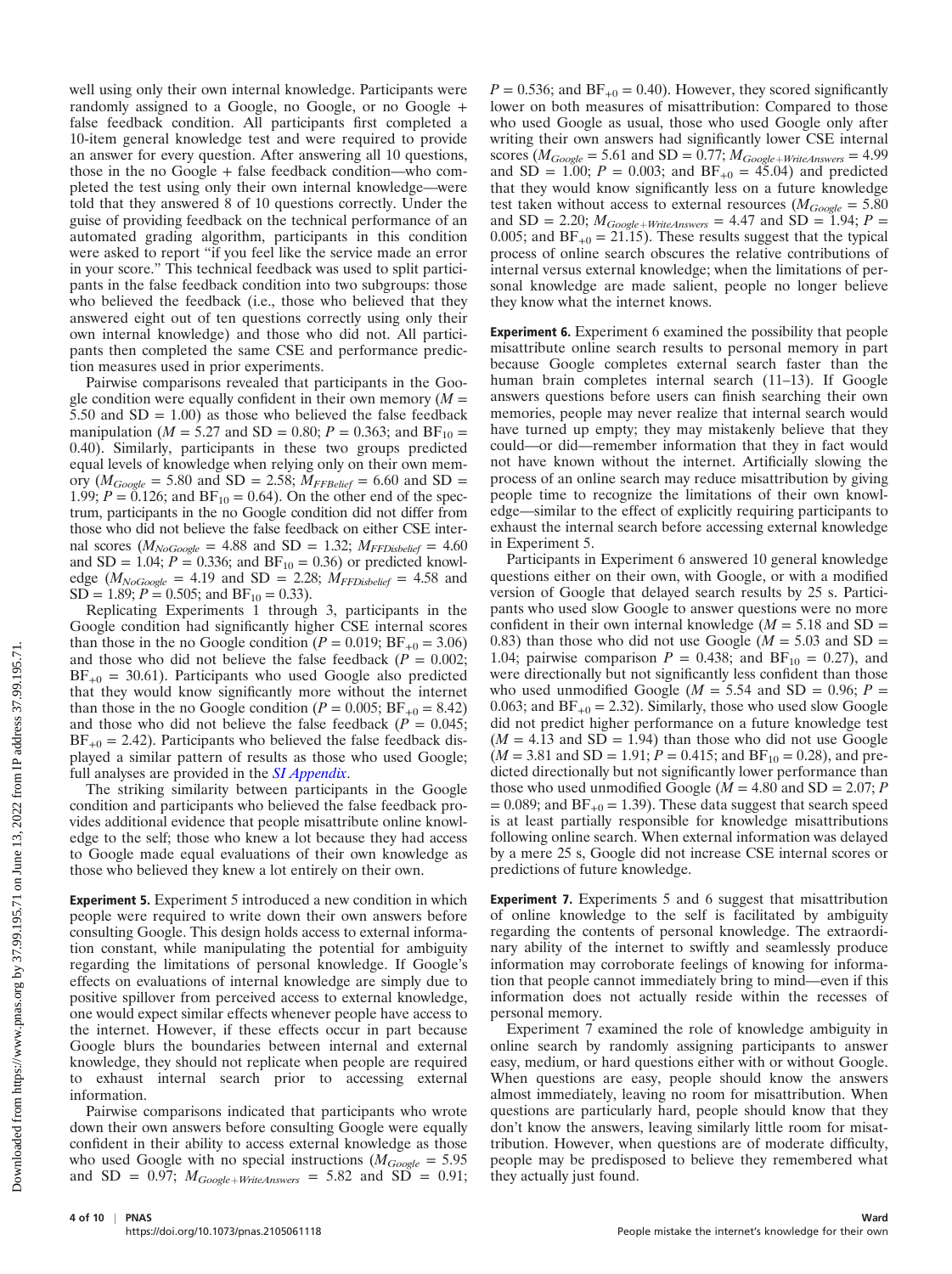well using only their own internal knowledge. Participants were randomly assigned to a Google, no Google, or no Google + false feedback condition. All participants first completed a 10-item general knowledge test and were required to provide an answer for every question. After answering all 10 questions, those in the no Google + false feedback condition—who completed the test using only their own internal knowledge—were told that they answered 8 of 10 questions correctly. Under the guise of providing feedback on the technical performance of an automated grading algorithm, participants in this condition were asked to report "if you feel like the service made an error in your score." This technical feedback was used to split participants in the false feedback condition into two subgroups: those who believed the feedback (i.e., those who believed that they answered eight out of ten questions correctly using only their own internal knowledge) and those who did not. All participants then completed the same CSE and performance prediction measures used in prior experiments.

Pairwise comparisons revealed that participants in the Google condition were equally confident in their own memory ($M$ = 5.50 and SD = 1.00) as those who believed the false feedback manipulation ($M$ = 5.27 and SD = 0.80; $P$ = 0.363; and $BF_{10}$ = 0.40). Similarly, participants in these two groups predicted equal levels of knowledge when relying only on their own memory ($M_{Google}$ = 5.80 and SD = 2.58; $M_{FFBelief}$ = 6.60 and SD = 1.99; $P$ = 0.126; and $BF_{10}$ = 0.64). On the other end of the spectrum, participants in the no Google condition did not differ from those who did not believe the false feedback on either CSE internal scores ($M_{NoGoogle}$ = 4.88 and SD = 1.32; $M_{FFDisbelief}$ = 4.60 and SD = 1.04; $P$ = 0.336; and $BF_{10}$ = 0.36) or predicted knowledge ($M_{NoGoogle}$ = 4.19 and SD = 2.28; $M_{FFDisbelief}$ = 4.58 and SD = 1.89; $P$ = 0.505; and $BF_{10}$ = 0.33).

Replicating Experiments 1 through 3, participants in the Google condition had significantly higher CSE internal scores than those in the no Google condition ($P$ = 0.019; $BF_{+0}$ = 3.06) and those who did not believe the false feedback ($P$ = 0.002; $BF_{+0}$ = 30.61). Participants who used Google also predicted that they would know significantly more without the internet than those in the no Google condition ($P$ = 0.005; $BF_{+0}$ = 8.42) and those who did not believe the false feedback ($P$ = 0.045; $BF_{+0}$ = 2.42). Participants who believed the false feedback displayed a similar pattern of results as those who used Google; full analyses are provided in the *SI Appendix*.

The striking similarity between participants in the Google condition and participants who believed the false feedback provides additional evidence that people misattribute online knowledge to the self; those who knew a lot because they had access to Google made equal evaluations of their own knowledge as those who believed they knew a lot entirely on their own.

**Experiment 5.** Experiment 5 introduced a new condition in which people were required to write down their own answers before consulting Google. This design holds access to external information constant, while manipulating the potential for ambiguity regarding the limitations of personal knowledge. If Google's effects on evaluations of internal knowledge are simply due to positive spillover from perceived access to external knowledge, one would expect similar effects whenever people have access to the internet. However, if these effects occur in part because Google blurs the boundaries between internal and external knowledge, they should not replicate when people are required to exhaust internal search prior to accessing external information.

Pairwise comparisons indicated that participants who wrote down their own answers before consulting Google were equally confident in their ability to access external knowledge as those who used Google with no special instructions ($M_{Google}$ = 5.95 and SD = 0.97; $M_{Google+WriteAnswers}$ = 5.82 and SD = 0.91; $P$ = 0.536; and $BF_{+0}$ = 0.40). However, they scored significantly lower on both measures of misattribution: Compared to those who used Google as usual, those who used Google only after writing their own answers had significantly lower CSE internal scores ($M_{Google}$ = 5.61 and SD = 0.77; $M_{Google+WriteAnswers}$ = 4.99 and SD = 1.00; $P$ = 0.003; and $BF_{+0}$ = 45.04) and predicted that they would know significantly less on a future knowledge test taken without access to external resources ($M_{Google}$ = 5.80 and SD = 2.20; $M_{Google+WriteAnswers}$ = 4.47 and SD = 1.94; $P$ = 0.005; and $BF_{+0}$ = 21.15). These results suggest that the typical process of online search obscures the relative contributions of internal versus external knowledge; when the limitations of personal knowledge are made salient, people no longer believe they know what the internet knows.

**Experiment 6.** Experiment 6 examined the possibility that people misattribute online search results to personal memory in part because Google completes external search faster than the human brain completes internal search (11–13). If Google answers questions before users can finish searching their own memories, people may never realize that internal search would have turned up empty; they may mistakenly believe that they could—or did—remember information that they in fact would not have known without the internet. Artificially slowing the process of an online search may reduce misattribution by giving people time to recognize the limitations of their own knowledge—similar to the effect of explicitly requiring participants to exhaust the internal search before accessing external knowledge in Experiment 5.

Participants in Experiment 6 answered 10 general knowledge questions either on their own, with Google, or with a modified version of Google that delayed search results by 25 s. Participants who used slow Google to answer questions were no more confident in their own internal knowledge ($M$ = 5.18 and SD = 0.83) than those who did not use Google ($M$ = 5.03 and SD = 1.04; pairwise comparison $P$ = 0.438; and $BF_{10}$ = 0.27), and were directionally but not significantly less confident than those who used unmodified Google ($M$ = 5.54 and SD = 0.96; $P$ = 0.063; and $BF_{+0}$ = 2.32). Similarly, those who used slow Google did not predict higher performance on a future knowledge test ($M$ = 4.13 and SD = 1.94) than those who did not use Google ($M$ = 3.81 and SD = 1.91; $P$ = 0.415; and $BF_{10}$ = 0.28), and predicted directionally but not significantly lower performance than those who used unmodified Google ($M$ = 4.80 and SD = 2.07; $P$ = 0.089; and $BF_{+0}$ = 1.39). These data suggest that search speed is at least partially responsible for knowledge misattributions following online search. When external information was delayed by a mere 25 s, Google did not increase CSE internal scores or predictions of future knowledge.

**Experiment 7.** Experiments 5 and 6 suggest that misattribution of online knowledge to the self is facilitated by ambiguity regarding the contents of personal knowledge. The extraordinary ability of the internet to swiftly and seamlessly produce information may corroborate feelings of knowing for information that people cannot immediately bring to mind—even if this information does not actually reside within the recesses of personal memory.

Experiment 7 examined the role of knowledge ambiguity in online search by randomly assigning participants to answer easy, medium, or hard questions either with or without Google. When questions are easy, people should know the answers almost immediately, leaving no room for misattribution. When questions are particularly hard, people should know that they don't know the answers, leaving similarly little room for misattribution. However, when questions are of moderate difficulty, people may be predisposed to believe they remembered what they actually just found.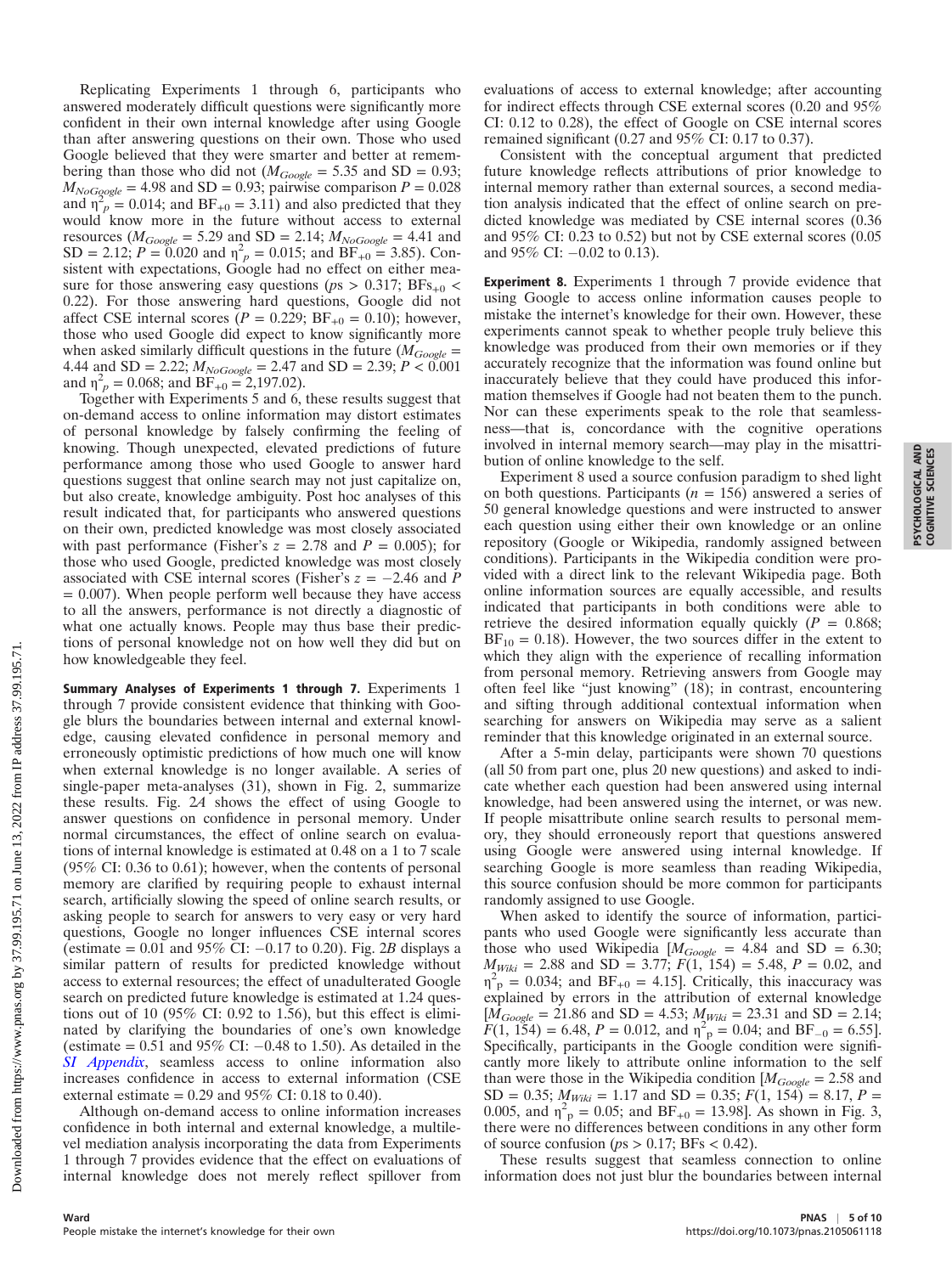Replicating Experiments 1 through 6, participants who answered moderately difficult questions were significantly more confident in their own internal knowledge after using Google than after answering questions on their own. Those who used Google believed that they were smarter and better at remembering than those who did not ($M_{Google}$ = 5.35 and SD = 0.93; $M_{NoGoogle}$ = 4.98 and SD = 0.93; pairwise comparison $P$ = 0.028 and $\eta^2_p$ = 0.014; and $BF_{+0}$ = 3.11) and also predicted that they would know more in the future without access to external resources ($M_{Google}$ = 5.29 and SD = 2.14; $M_{NoGoogle}$ = 4.41 and SD = 2.12; $P$ = 0.020 and $\eta^2_p$ = 0.015; and $BF_{+0}$ = 3.85). Consistent with expectations, Google had no effect on either measure for those answering easy questions ($P$s > 0.317; $BFs_{+0}$ < 0.22). For those answering hard questions, Google did not affect CSE internal scores ($P$ = 0.229; $BF_{+0}$ = 0.10); however, those who used Google did expect to know significantly more when asked similarly difficult questions in the future ($M_{Google}$ = 4.44 and SD = 2.22; $M_{NoGoogle}$ = 2.47 and SD = 2.39; $P$ < 0.001 and $\eta^2_p$ = 0.068; and $BF_{+0}$ = 2,197.02).

Together with Experiments 5 and 6, these results suggest that on-demand access to online information may distort estimates of personal knowledge by falsely confirming the feeling of knowing. Though unexpected, elevated predictions of future performance among those who used Google to answer hard questions suggest that online search may not just capitalize on, but also create, knowledge ambiguity. Post hoc analyses of this result indicated that, for participants who answered questions on their own, predicted knowledge was most closely associated with past performance (Fisher's $z$ = 2.78 and $P$ = 0.005); for those who used Google, predicted knowledge was most closely associated with CSE internal scores (Fisher's $z$ = −2.46 and $P$ = 0.007). When people perform well because they have access to all the answers, performance is not directly a diagnostic of what one actually knows. People may thus base their predictions of personal knowledge not on how well they did but on how knowledgeable they feel.

**Summary Analyses of Experiments 1 through 7.** Experiments 1 through 7 provide consistent evidence that thinking with Google blurs the boundaries between internal and external knowledge, causing elevated confidence in personal memory and erroneously optimistic predictions of how much one will know when external knowledge is no longer available. A series of single-paper meta-analyses (31), shown in Fig. 2, summarize these results. Fig. 2*A* shows the effect of using Google to answer questions on confidence in personal memory. Under normal circumstances, the effect of online search on evaluations of internal knowledge is estimated at 0.48 on a 1 to 7 scale (95% CI: 0.36 to 0.61); however, when the contents of personal memory are clarified by requiring people to exhaust internal search, artificially slowing the speed of online search results, or asking people to search for answers to very easy or very hard questions, Google no longer influences CSE internal scores (estimate = 0.01 and 95% CI: −0.17 to 0.20). Fig. 2*B* displays a similar pattern of results for predicted knowledge without access to external resources; the effect of unadulterated Google search on predicted future knowledge is estimated at 1.24 questions out of 10 (95% CI: 0.92 to 1.56), but this effect is eliminated by clarifying the boundaries of one's own knowledge (estimate = 0.51 and 95% CI: −0.48 to 1.50). As detailed in the *SI Appendix*, seamless access to online information also increases confidence in access to external information (CSE external estimate = 0.29 and 95% CI: 0.18 to 0.40).

Although on-demand access to online information increases confidence in both internal and external knowledge, a multilevel mediation analysis incorporating the data from Experiments 1 through 7 provides evidence that the effect on evaluations of internal knowledge does not merely reflect spillover from evaluations of access to external knowledge; after accounting for indirect effects through CSE external scores (0.20 and 95% CI: 0.12 to 0.28), the effect of Google on CSE internal scores remained significant (0.27 and 95% CI: 0.17 to 0.37).

Consistent with the conceptual argument that predicted future knowledge reflects attributions of prior knowledge to internal memory rather than external sources, a second mediation analysis indicated that the effect of online search on predicted knowledge was mediated by CSE internal scores (0.36 and 95% CI: 0.23 to 0.52) but not by CSE external scores (0.05 and 95% CI: −0.02 to 0.13).

**Experiment 8.** Experiments 1 through 7 provide evidence that using Google to access online information causes people to mistake the internet's knowledge for their own. However, these experiments cannot speak to whether people truly believe this knowledge was produced from their own memories or if they accurately recognize that the information was found online but inaccurately believe that they could have produced this information themselves if Google had not beaten them to the punch. Nor can these experiments speak to the role that seamlessness—that is, concordance with the cognitive operations involved in internal memory search—may play in the misattribution of online knowledge to the self.

Experiment 8 used a source confusion paradigm to shed light on both questions. Participants ($n$ = 156) answered a series of 50 general knowledge questions and were instructed to answer each question using either their own knowledge or an online repository (Google or Wikipedia, randomly assigned between conditions). Participants in the Wikipedia condition were provided with a direct link to the relevant Wikipedia page. Both online information sources are equally accessible, and results indicated that participants in both conditions were able to retrieve the desired information equally quickly ($P$ = 0.868; $BF_{10}$ = 0.18). However, the two sources differ in the extent to which they align with the experience of recalling information from personal memory. Retrieving answers from Google may often feel like "just knowing" (18); in contrast, encountering and sifting through additional contextual information when searching for answers on Wikipedia may serve as a salient reminder that this knowledge originated in an external source.

After a 5-min delay, participants were shown 70 questions (all 50 from part one, plus 20 new questions) and asked to indicate whether each question had been answered using internal knowledge, had been answered using the internet, or was new. If people misattribute online search results to personal memory, they should erroneously report that questions answered using Google were answered using internal knowledge. If searching Google is more seamless than reading Wikipedia, this source confusion should be more common for participants randomly assigned to use Google.

When asked to identify the source of information, participants who used Google were significantly less accurate than those who used Wikipedia [$M_{Google}$ = 4.84 and SD = 6.30; $M_{Wiki}$ = 2.88 and SD = 3.77; $F(1, 154)$ = 5.48, $P$ = 0.02, and $\eta^2_p$ = 0.034; and $BF_{+0}$ = 4.15]. Critically, this inaccuracy was explained by errors in the attribution of external knowledge [$M_{Google}$ = 21.86 and SD = 4.53; $M_{Wiki}$ = 23.31 and SD = 2.14; $F(1, 154)$ = 6.48, $P$ = 0.012, and $\eta^2_p$ = 0.04; and $BF_{-0}$ = 6.55]. Specifically, participants in the Google condition were significantly more likely to attribute online information to the self than were those in the Wikipedia condition [$M_{Google}$ = 2.58 and SD = 0.35; $M_{Wiki}$ = 1.17 and SD = 0.35; $F(1, 154)$ = 8.17, $P$ = 0.005, and $\eta^2_p$ = 0.05; and $BF_{+0}$ = 13.98]. As shown in Fig. 3, there were no differences between conditions in any other form of source confusion ($P$s > 0.17; BFs < 0.42).

These results suggest that seamless connection to online information does not just blur the boundaries between internal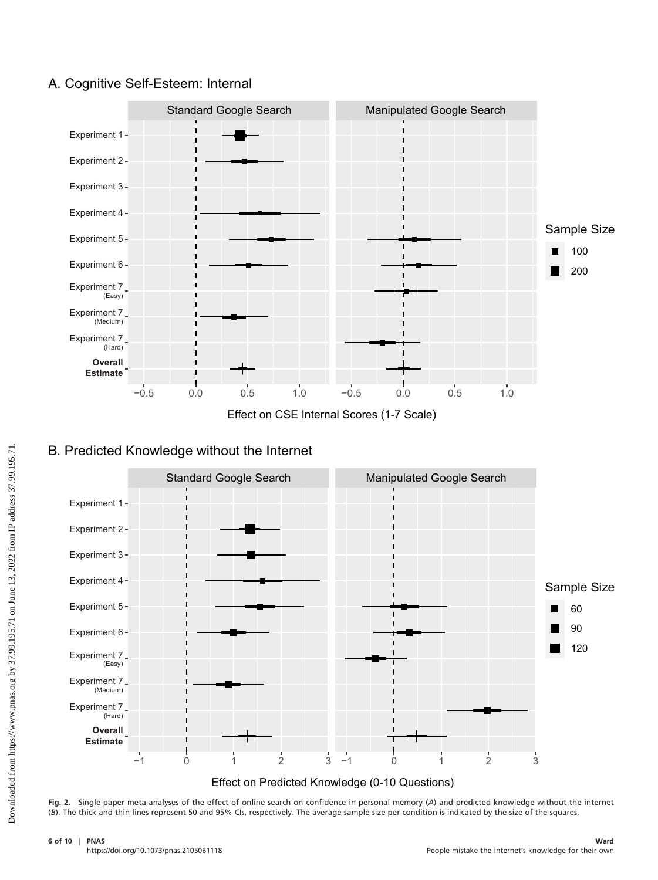Fig. 2. Single-paper meta-analyses of the effect of online search on confidence in personal memory (*A*) and predicted knowledge without the internet (*B*). The thick and thin lines represent 50 and 95% CIs, respectively. The average sample size per condition is indicated by the size of the squares.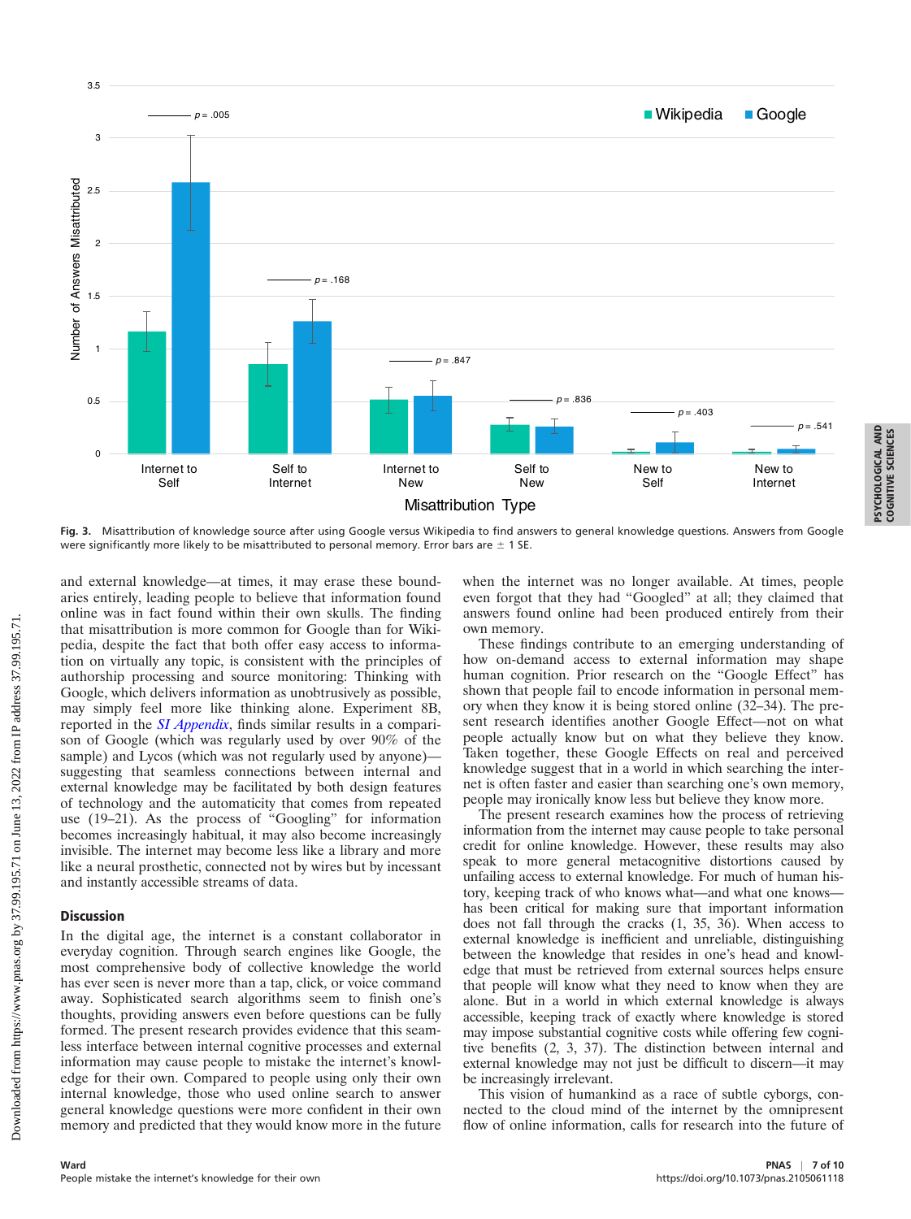Fig. 3. Misattribution of knowledge source after using Google versus Wikipedia to find answers to general knowledge questions. Answers from Google were significantly more likely to be misattributed to personal memory. Error bars are ± 1 SE.

and external knowledge—at times, it may erase these boundaries entirely, leading people to believe that information found online was in fact found within their own skulls. The finding that misattribution is more common for Google than for Wikipedia, despite the fact that both offer easy access to information on virtually any topic, is consistent with the principles of authorship processing and source monitoring: Thinking with Google, which delivers information as unobtrusively as possible, may simply feel more like thinking alone. Experiment 8B, reported in the *SI Appendix*, finds similar results in a comparison of Google (which was regularly used by over 90% of the sample) and Lycos (which was not regularly used by anyone)—suggesting that seamless connections between internal and external knowledge may be facilitated by both design features of technology and the automaticity that comes from repeated use (19–21). As the process of "Googling" for information becomes increasingly habitual, it may also become increasingly invisible. The internet may become less like a library and more like a neural prosthetic, connected not by wires but by incessant and instantly accessible streams of data.

## Discussion

In the digital age, the internet is a constant collaborator in everyday cognition. Through search engines like Google, the most comprehensive body of collective knowledge the world has ever seen is never more than a tap, click, or voice command away. Sophisticated search algorithms seem to finish one's thoughts, providing answers even before questions can be fully formed. The present research provides evidence that this seamless interface between internal cognitive processes and external information may cause people to mistake the internet's knowledge for their own. Compared to people using only their own internal knowledge, those who used online search to answer general knowledge questions were more confident in their own memory and predicted that they would know more in the future when the internet was no longer available. At times, people even forgot that they had "Googled" at all; they claimed that answers found online had been produced entirely from their own memory.

These findings contribute to an emerging understanding of how on-demand access to external information may shape human cognition. Prior research on the "Google Effect" has shown that people fail to encode information in personal memory when they know it is being stored online (32–34). The present research identifies another Google Effect—not on what people actually know but on what they believe they know. Taken together, these Google Effects on real and perceived knowledge suggest that in a world in which searching the internet is often faster and easier than searching one's own memory, people may ironically know less but believe they know more.

The present research examines how the process of retrieving information from the internet may cause people to take personal credit for online knowledge. However, these results may also speak to more general metacognitive distortions caused by unfailing access to external knowledge. For much of human history, keeping track of who knows what—and what one knows—has been critical for making sure that important information does not fall through the cracks (1, 35, 36). When access to external knowledge is inefficient and unreliable, distinguishing between the knowledge that resides in one's head and knowledge that must be retrieved from external sources helps ensure that people will know what they need to know when they are alone. But in a world in which external knowledge is always accessible, keeping track of exactly where knowledge is stored may impose substantial cognitive costs while offering few cognitive benefits (2, 3, 37). The distinction between internal and external knowledge may not just be difficult to discern—it may be increasingly irrelevant.

This vision of humankind as a race of subtle cyborgs, connected to the cloud mind of the internet by the omnipresent flow of online information, calls for research into the future of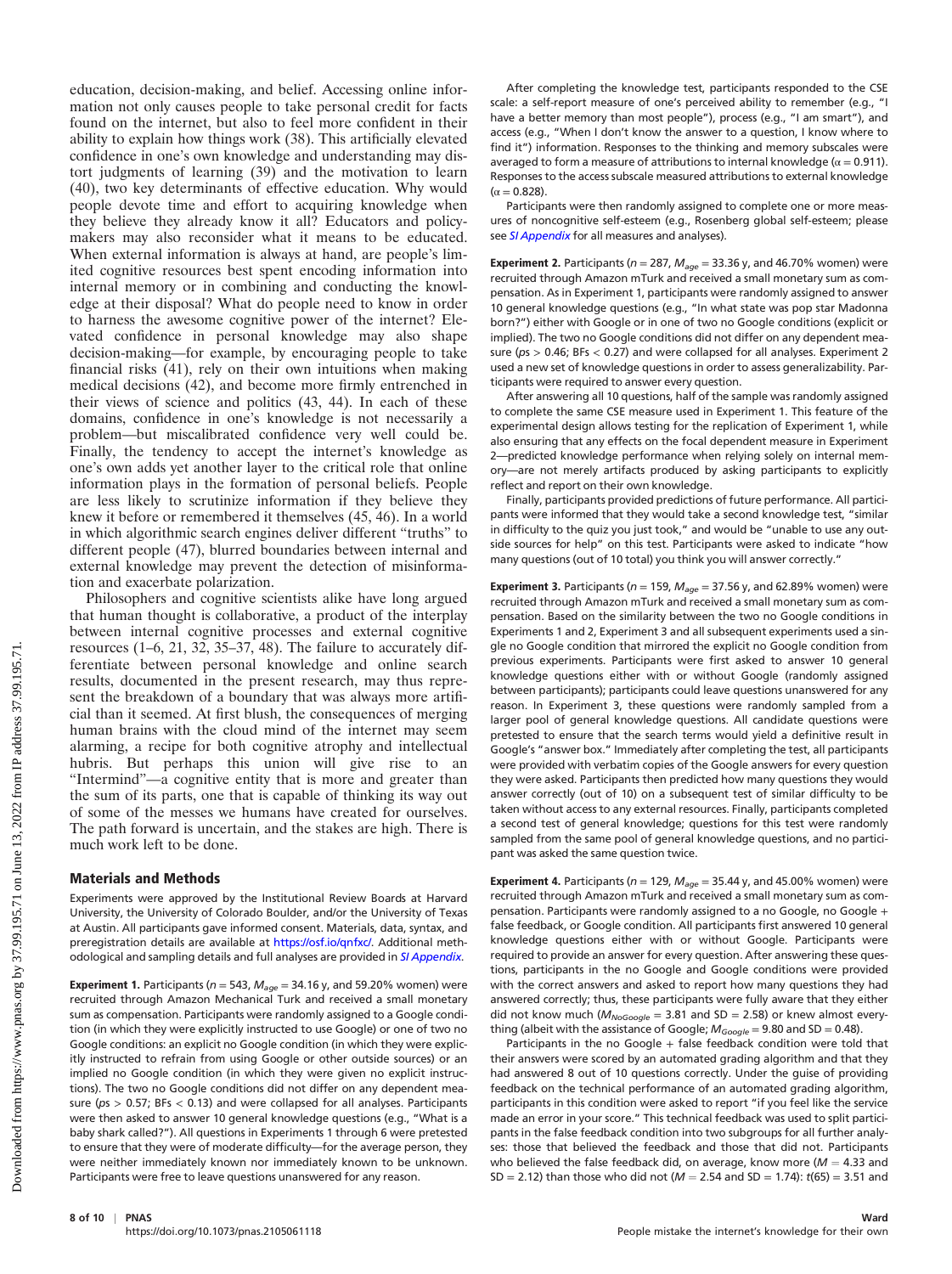education, decision-making, and belief. Accessing online information not only causes people to take personal credit for facts found on the internet, but also to feel more confident in their ability to explain how things work (38). This artificially elevated confidence in one's own knowledge and understanding may distort judgments of learning (39) and the motivation to learn (40), two key determinants of effective education. Why would people devote time and effort to acquiring knowledge when they believe they already know it all? Educators and policymakers may also reconsider what it means to be educated. When external information is always at hand, are people's limited cognitive resources best spent encoding information into internal memory or in combining and conducting the knowledge at their disposal? What do people need to know in order to harness the awesome cognitive power of the internet? Elevated confidence in personal knowledge may also shape decision-making—for example, by encouraging people to take financial risks (41), rely on their own intuitions when making medical decisions (42), and become more firmly entrenched in their views of science and politics (43, 44). In each of these domains, confidence in one's knowledge is not necessarily a problem—but miscalibrated confidence very well could be. Finally, the tendency to accept the internet's knowledge as one's own adds yet another layer to the critical role that online information plays in the formation of personal beliefs. People are less likely to scrutinize information if they believe they knew it before or remembered it themselves (45, 46). In a world in which algorithmic search engines deliver different "truths" to different people (47), blurred boundaries between internal and external knowledge may prevent the detection of misinformation and exacerbate polarization.

Philosophers and cognitive scientists alike have long argued that human thought is collaborative, a product of the interplay between internal cognitive processes and external cognitive resources (1–6, 21, 32, 35–37, 48). The failure to accurately differentiate between personal knowledge and online search results, documented in the present research, may thus represent the breakdown of a boundary that was always more artificial than it seemed. At first blush, the consequences of merging human brains with the cloud mind of the internet may seem alarming, a recipe for both cognitive atrophy and intellectual hubris. But perhaps this union will give rise to an "Intermind"—a cognitive entity that is more and greater than the sum of its parts, one that is capable of thinking its way out of some of the messes we humans have created for ourselves. The path forward is uncertain, and the stakes are high. There is much work left to be done.

## Materials and Methods

Experiments were approved by the Institutional Review Boards at Harvard University, the University of Colorado Boulder, and/or the University of Texas at Austin. All participants gave informed consent. Materials, data, syntax, and preregistration details are available at https://osf.io/qnfxc/. Additional methodological and sampling details and full analyses are provided in *SI Appendix*.

**Experiment 1.** Participants ($n = 543$, $M_{age} = 34.16$ y, and 59.20% women) were recruited through Amazon Mechanical Turk and received a small monetary sum as compensation. Participants were randomly assigned to a Google condition (in which they were explicitly instructed to use Google) or one of two no Google conditions: an explicit no Google condition (in which they were explicitly instructed to refrain from using Google or other outside sources) or an implied no Google condition (in which they were given no explicit instructions). The two no Google conditions did not differ on any dependent measure ($ps > 0.57$; BFs $< 0.13$) and were collapsed for all analyses. Participants were then asked to answer 10 general knowledge questions (e.g., "What is a baby shark called?"). All questions in Experiments 1 through 6 were pretested to ensure that they were of moderate difficulty—for the average person, they were neither immediately known nor immediately known to be unknown. Participants were free to leave questions unanswered for any reason.

After completing the knowledge test, participants responded to the CSE scale: a self-report measure of one's perceived ability to remember (e.g., "I have a better memory than most people"), process (e.g., "I am smart"), and access (e.g., "When I don't know the answer to a question, I know where to find it") information. Responses to the thinking and memory subscales were averaged to form a measure of attributions to internal knowledge ($\alpha = 0.911$). Responses to the access subscale measured attributions to external knowledge ($\alpha = 0.828$).

Participants were then randomly assigned to complete one or more measures of noncognitive self-esteem (e.g., Rosenberg global self-esteem; please see *SI Appendix* for all measures and analyses).

**Experiment 2.** Participants ($n = 287$, $M_{age} = 33.36$ y, and 46.70% women) were recruited through Amazon mTurk and received a small monetary sum as compensation. As in Experiment 1, participants were randomly assigned to answer 10 general knowledge questions (e.g., "In what state was pop star Madonna born?") either with Google or in one of two no Google conditions (explicit or implied). The two no Google conditions did not differ on any dependent measure ($ps > 0.46$; BFs $< 0.27$) and were collapsed for all analyses. Experiment 2 used a new set of knowledge questions in order to assess generalizability. Participants were required to answer every question.

After answering all 10 questions, half of the sample was randomly assigned to complete the same CSE measure used in Experiment 1. This feature of the experimental design allows testing for the replication of Experiment 1, while also ensuring that any effects on the focal dependent measure in Experiment 2—predicted knowledge performance when relying solely on internal memory—are not merely artifacts produced by asking participants to explicitly reflect and report on their own knowledge.

Finally, participants provided predictions of future performance. All participants were informed that they would take a second knowledge test, "similar in difficulty to the quiz you just took," and would be "unable to use any outside sources for help" on this test. Participants were asked to indicate "how many questions (out of 10 total) you think you will answer correctly."

**Experiment 3.** Participants ($n = 159$, $M_{age} = 37.56$ y, and 62.89% women) were recruited through Amazon mTurk and received a small monetary sum as compensation. Based on the similarity between the two no Google conditions in Experiments 1 and 2, Experiment 3 and all subsequent experiments used a single no Google condition that mirrored the explicit no Google condition from previous experiments. Participants were first asked to answer 10 general knowledge questions either with or without Google (randomly assigned between participants); participants could leave questions unanswered for any reason. In Experiment 3, these questions were randomly sampled from a larger pool of general knowledge questions. All candidate questions were pretested to ensure that the search terms would yield a definitive result in Google's "answer box." Immediately after completing the test, all participants were provided with verbatim copies of the Google answers for every question they were asked. Participants then predicted how many questions they would answer correctly (out of 10) on a subsequent test of similar difficulty to be taken without access to any external resources. Finally, participants completed a second test of general knowledge; questions for this test were randomly sampled from the same pool of general knowledge questions, and no participant was asked the same question twice.

**Experiment 4.** Participants ($n = 129$, $M_{age} = 35.44$ y, and 45.00% women) were recruited through Amazon mTurk and received a small monetary sum as compensation. Participants were randomly assigned to a no Google, no Google + false feedback, or Google condition. All participants first answered 10 general knowledge questions either with or without Google. Participants were required to provide an answer for every question. After answering these questions, participants in the no Google and Google conditions were provided with the correct answers and asked to report how many questions they had answered correctly; thus, these participants were fully aware that they either did not know much ($M_{NoGoogle} = 3.81$ and SD $= 2.58$) or knew almost everything (albeit with the assistance of Google; $M_{Google} = 9.80$ and SD $= 0.48$).

Participants in the no Google + false feedback condition were told that their answers were scored by an automated grading algorithm and that they had answered 8 out of 10 questions correctly. Under the guise of providing feedback on the technical performance of an automated grading algorithm, participants in this condition were asked to report "if you feel like the service made an error in your score." This technical feedback was used to split participants in the false feedback condition into two subgroups for all further analyses: those that believed the feedback and those that did not. Participants who believed the false feedback did, on average, know more ($M = 4.33$ and SD $= 2.12$) than those who did not ($M = 2.54$ and SD $= 1.74$): $t(65) = 3.51$ and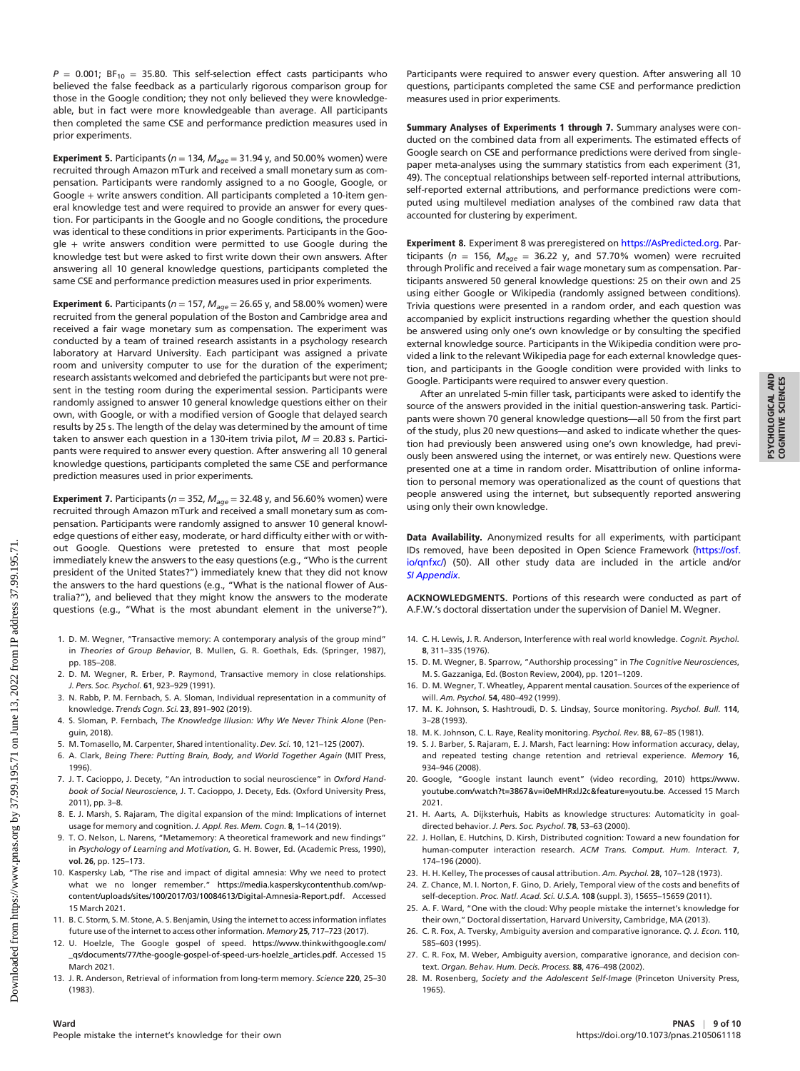$P = 0.001$; $BF_{10} = 35.80$. This self-selection effect casts participants who believed the false feedback as a particularly rigorous comparison group for those in the Google condition; they not only believed they were knowledgeable, but in fact were more knowledgeable than average. All participants then completed the same CSE and performance prediction measures used in prior experiments.

**Experiment 5.** Participants ($n = 134$, $M_{age} = 31.94$ y, and 50.00% women) were recruited through Amazon mTurk and received a small monetary sum as compensation. Participants were randomly assigned to a no Google, Google, or Google + write answers condition. All participants completed a 10-item general knowledge test and were required to provide an answer for every question. For participants in the Google and no Google conditions, the procedure was identical to these conditions in prior experiments. Participants in the Google + write answers condition were permitted to use Google during the knowledge test but were asked to first write down their own answers. After answering all 10 general knowledge questions, participants completed the same CSE and performance prediction measures used in prior experiments.

**Experiment 6.** Participants ($n = 157$, $M_{age} = 26.65$ y, and 58.00% women) were recruited from the general population of the Boston and Cambridge area and received a fair wage monetary sum as compensation. The experiment was conducted by a team of trained research assistants in a psychology research laboratory at Harvard University. Each participant was assigned a private room and university computer to use for the duration of the experiment; research assistants welcomed and debriefed the participants but were not present in the testing room during the experimental session. Participants were randomly assigned to answer 10 general knowledge questions either on their own, with Google, or with a modified version of Google that delayed search results by 25 s. The length of the delay was determined by the amount of time taken to answer each question in a 130-item trivia pilot, $M = 20.83$ s. Participants were required to answer every question. After answering all 10 general knowledge questions, participants completed the same CSE and performance prediction measures used in prior experiments.

**Experiment 7.** Participants ($n = 352$, $M_{age} = 32.48$ y, and 56.60% women) were recruited through Amazon mTurk and received a small monetary sum as compensation. Participants were randomly assigned to answer 10 general knowledge questions of either easy, moderate, or hard difficulty either with or without Google. Questions were pretested to ensure that most people immediately knew the answers to the easy questions (e.g., "Who is the current president of the United States?") immediately knew that they did not know the answers to the hard questions (e.g., "What is the national flower of Australia?"), and believed that they might know the answers to the moderate questions (e.g., "What is the most abundant element in the universe?"). Participants were required to answer every question. After answering all 10 questions, participants completed the same CSE and performance prediction measures used in prior experiments.

**Summary Analyses of Experiments 1 through 7.** Summary analyses were conducted on the combined data from all experiments. The estimated effects of Google search on CSE and performance predictions were derived from single-paper meta-analyses using the summary statistics from each experiment (31, 49). The conceptual relationships between self-reported internal attributions, self-reported external attributions, and performance predictions were computed using multilevel mediation analyses of the combined raw data that accounted for clustering by experiment.

**Experiment 8.** Experiment 8 was preregistered on https://AsPredicted.org. Participants ($n = 156$, $M_{age} = 36.22$ y, and 57.70% women) were recruited through Prolific and received a fair wage monetary sum as compensation. Participants answered 50 general knowledge questions: 25 on their own and 25 using either Google or Wikipedia (randomly assigned between conditions). Trivia questions were presented in a random order, and each question was accompanied by explicit instructions regarding whether the question should be answered using only one's own knowledge or by consulting the specified external knowledge source. Participants in the Wikipedia condition were provided a link to the relevant Wikipedia page for each external knowledge question, and participants in the Google condition were provided with links to Google. Participants were required to answer every question.

After an unrelated 5-min filler task, participants were asked to identify the source of the answers provided in the initial question-answering task. Participants were shown 70 general knowledge questions—all 50 from the first part of the study, plus 20 new questions—and asked to indicate whether the question had previously been answered using one's own knowledge, had previously been answered using the internet, or was entirely new. Questions were presented one at a time in random order. Misattribution of online information to personal memory was operationalized as the count of questions that people answered using the internet, but subsequently reported answering using only their own knowledge.

**Data Availability.** Anonymized results for all experiments, with participant IDs removed, have been deposited in Open Science Framework (https://osf.io/qnfxc/) (50). All other study data are included in the article and/or *SI Appendix*.

**ACKNOWLEDGMENTS.** Portions of this research were conducted as part of A.F.W.'s doctoral dissertation under the supervision of Daniel M. Wegner.

1. D. M. Wegner, "Transactive memory: A contemporary analysis of the group mind" in *Theories of Group Behavior*, B. Mullen, G. R. Goethals, Eds. (Springer, 1987), pp. 185–208.
2. D. M. Wegner, R. Erber, P. Raymond, Transactive memory in close relationships. *J. Pers. Soc. Psychol.* **61**, 923–929 (1991).
3. N. Rabb, P. M. Fernbach, S. A. Sloman, Individual representation in a community of knowledge. *Trends Cogn. Sci.* **23**, 891–902 (2019).
4. S. Sloman, P. Fernbach, *The Knowledge Illusion: Why We Never Think Alone* (Penguin, 2018).
5. M. Tomasello, M. Carpenter, Shared intentionality. *Dev. Sci.* **10**, 121–125 (2007).
6. A. Clark, *Being There: Putting Brain, Body, and World Together Again* (MIT Press, 1996).
7. J. T. Cacioppo, J. Decety, "An introduction to social neuroscience" in *Oxford Handbook of Social Neuroscience*, J. T. Cacioppo, J. Decety, Eds. (Oxford University Press, 2011), pp. 3–8.
8. E. J. Marsh, S. Rajaram, The digital expansion of the mind: Implications of internet usage for memory and cognition. *J. Appl. Res. Mem. Cogn.* **8**, 1–14 (2019).
9. T. O. Nelson, L. Narens, "Metamemory: A theoretical framework and new findings" in *Psychology of Learning and Motivation*, G. H. Bower, Ed. (Academic Press, 1990), **vol. 26**, pp. 125–173.
10. Kaspersky Lab, "The rise and impact of digital amnesia: Why we need to protect what we no longer remember." https://media.kasperskycontenthub.com/wp-content/uploads/sites/100/2017/03/10084613/Digital-Amnesia-Report.pdf. Accessed 15 March 2021.
11. B. C. Storm, S. M. Stone, A. S. Benjamin, Using the internet to access information inflates future use of the internet to access other information. *Memory* **25**, 717–723 (2017).
12. U. Hoelzle, The Google gospel of speed. https://www.thinkwithgoogle.com/_qs/documents/77/the-google-gospel-of-speed-urs-hoelzle_articles.pdf. Accessed 15 March 2021.
13. J. R. Anderson, Retrieval of information from long-term memory. *Science* **220**, 25–30 (1983).
14. C. H. Lewis, J. R. Anderson, Interference with real world knowledge. *Cognit. Psychol.* **8**, 311–335 (1976).
15. D. M. Wegner, B. Sparrow, "Authorship processing" in *The Cognitive Neurosciences*, M. S. Gazzaniga, Ed. (Boston Review, 2004), pp. 1201–1209.
16. D. M. Wegner, T. Wheatley, Apparent mental causation. Sources of the experience of will. *Am. Psychol.* **54**, 480–492 (1999).
17. M. K. Johnson, S. Hashtroudi, D. S. Lindsay, Source monitoring. *Psychol. Bull.* **114**, 3–28 (1993).
18. M. K. Johnson, C. L. Raye, Reality monitoring. *Psychol. Rev.* **88**, 67–85 (1981).
19. S. J. Barber, S. Rajaram, E. J. Marsh, Fact learning: How information accuracy, delay, and repeated testing change retention and retrieval experience. *Memory* **16**, 934–946 (2008).
20. Google, "Google instant launch event" (video recording, 2010) https://www.youtube.com/watch?t=3867&v=i0eMHRxlJ2c&feature=youtu.be. Accessed 15 March 2021.
21. H. Aarts, A. Dijksterhuis, Habits as knowledge structures: Automaticity in goal-directed behavior. *J. Pers. Soc. Psychol.* **78**, 53–63 (2000).
22. J. Hollan, E. Hutchins, D. Kirsh, Distributed cognition: Toward a new foundation for human-computer interaction research. *ACM Trans. Comput. Hum. Interact.* **7**, 174–196 (2000).
23. H. H. Kelley, The processes of causal attribution. *Am. Psychol.* **28**, 107–128 (1973).
24. Z. Chance, M. I. Norton, F. Gino, D. Ariely, Temporal view of the costs and benefits of self-deception. *Proc. Natl. Acad. Sci. U.S.A.* **108** (suppl. 3), 15655–15659 (2011).
25. A. F. Ward, "One with the cloud: Why people mistake the internet's knowledge for their own," Doctoral dissertation, Harvard University, Cambridge, MA (2013).
26. C. R. Fox, A. Tversky, Ambiguity aversion and comparative ignorance. *Q. J. Econ.* **110**, 585–603 (1995).
27. C. R. Fox, M. Weber, Ambiguity aversion, comparative ignorance, and decision context. *Organ. Behav. Hum. Decis. Process.* **88**, 476–498 (2002).
28. M. Rosenberg, *Society and the Adolescent Self-Image* (Princeton University Press, 1965).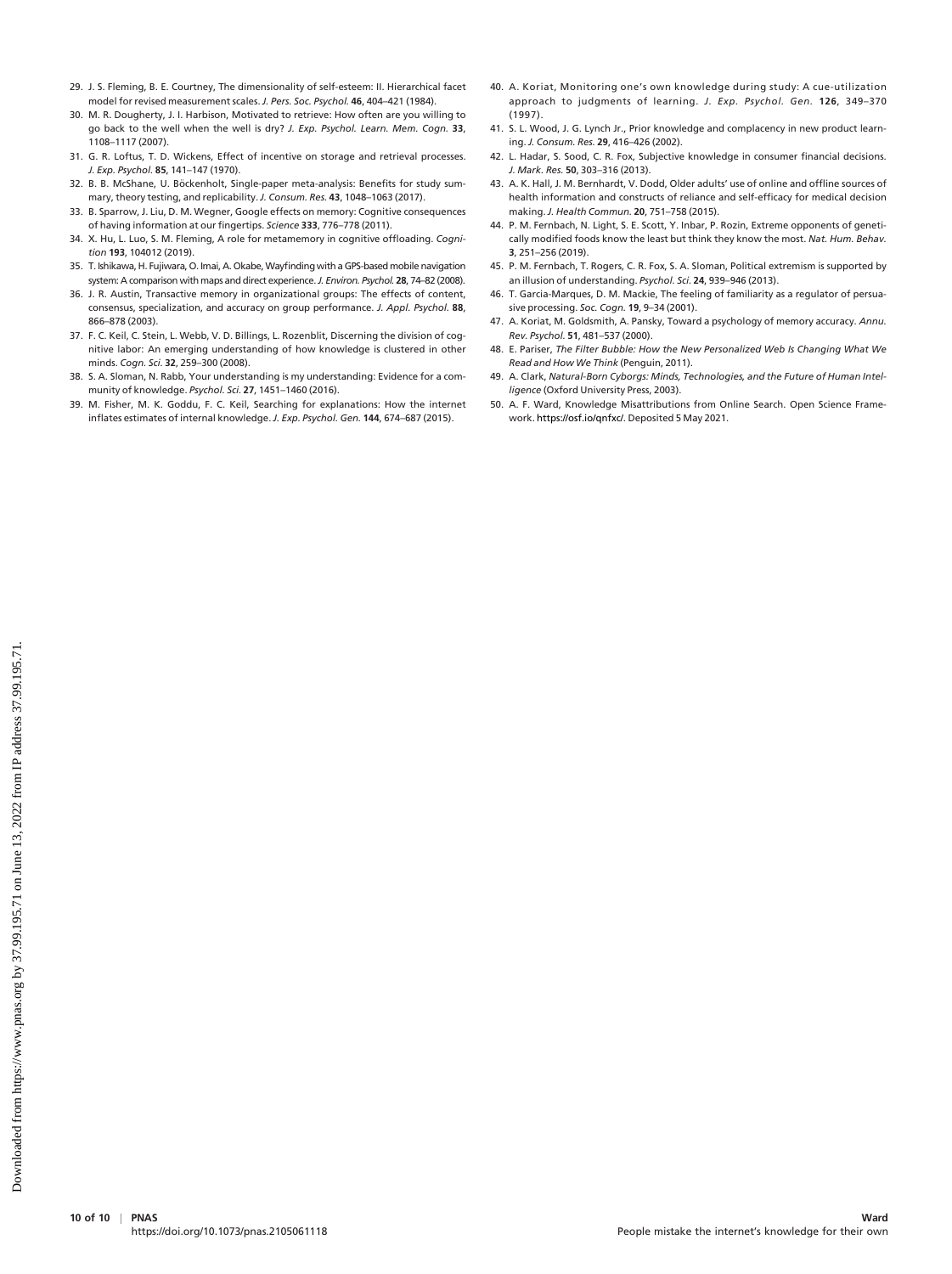29. J. S. Fleming, B. E. Courtney, The dimensionality of self-esteem: II. Hierarchical facet model for revised measurement scales. *J. Pers. Soc. Psychol.* **46**, 404–421 (1984).
30. M. R. Dougherty, J. I. Harbison, Motivated to retrieve: How often are you willing to go back to the well when the well is dry? *J. Exp. Psychol. Learn. Mem. Cogn.* **33**, 1108–1117 (2007).
31. G. R. Loftus, T. D. Wickens, Effect of incentive on storage and retrieval processes. *J. Exp. Psychol.* **85**, 141–147 (1970).
32. B. B. McShane, U. Böckenholt, Single-paper meta-analysis: Benefits for study summary, theory testing, and replicability. *J. Consum. Res.* **43**, 1048–1063 (2017).
33. B. Sparrow, J. Liu, D. M. Wegner, Google effects on memory: Cognitive consequences of having information at our fingertips. *Science* **333**, 776–778 (2011).
34. X. Hu, L. Luo, S. M. Fleming, A role for metamemory in cognitive offloading. *Cognition* **193**, 104012 (2019).
35. T. Ishikawa, H. Fujiwara, O. Imai, A. Okabe, Wayfinding with a GPS-based mobile navigation system: A comparison with maps and direct experience. *J. Environ. Psychol.* **28**, 74–82 (2008).
36. J. R. Austin, Transactive memory in organizational groups: The effects of content, consensus, specialization, and accuracy on group performance. *J. Appl. Psychol.* **88**, 866–878 (2003).
37. F. C. Keil, C. Stein, L. Webb, V. D. Billings, L. Rozenblit, Discerning the division of cognitive labor: An emerging understanding of how knowledge is clustered in other minds. *Cogn. Sci.* **32**, 259–300 (2008).
38. S. A. Sloman, N. Rabb, Your understanding is my understanding: Evidence for a community of knowledge. *Psychol. Sci.* **27**, 1451–1460 (2016).
39. M. Fisher, M. K. Goddu, F. C. Keil, Searching for explanations: How the internet inflates estimates of internal knowledge. *J. Exp. Psychol. Gen.* **144**, 674–687 (2015).
40. A. Koriat, Monitoring one's own knowledge during study: A cue-utilization approach to judgments of learning. *J. Exp. Psychol. Gen.* **126**, 349–370 (1997).
41. S. L. Wood, J. G. Lynch Jr., Prior knowledge and complacency in new product learning. *J. Consum. Res.* **29**, 416–426 (2002).
42. L. Hadar, S. Sood, C. R. Fox, Subjective knowledge in consumer financial decisions. *J. Mark. Res.* **50**, 303–316 (2013).
43. A. K. Hall, J. M. Bernhardt, V. Dodd, Older adults' use of online and offline sources of health information and constructs of reliance and self-efficacy for medical decision making. *J. Health Commun.* **20**, 751–758 (2015).
44. P. M. Fernbach, N. Light, S. E. Scott, Y. Inbar, P. Rozin, Extreme opponents of genetically modified foods know the least but think they know the most. *Nat. Hum. Behav.* **3**, 251–256 (2019).
45. P. M. Fernbach, T. Rogers, C. R. Fox, S. A. Sloman, Political extremism is supported by an illusion of understanding. *Psychol. Sci.* **24**, 939–946 (2013).
46. T. Garcia-Marques, D. M. Mackie, The feeling of familiarity as a regulator of persuasive processing. *Soc. Cogn.* **19**, 9–34 (2001).
47. A. Koriat, M. Goldsmith, A. Pansky, Toward a psychology of memory accuracy. *Annu. Rev. Psychol.* **51**, 481–537 (2000).
48. E. Pariser, *The Filter Bubble: How the New Personalized Web Is Changing What We Read and How We Think* (Penguin, 2011).
49. A. Clark, *Natural-Born Cyborgs: Minds, Technologies, and the Future of Human Intelligence* (Oxford University Press, 2003).
50. A. F. Ward, Knowledge Misattributions from Online Search. Open Science Framework. https://osf.io/qnfxc/. Deposited 5 May 2021.